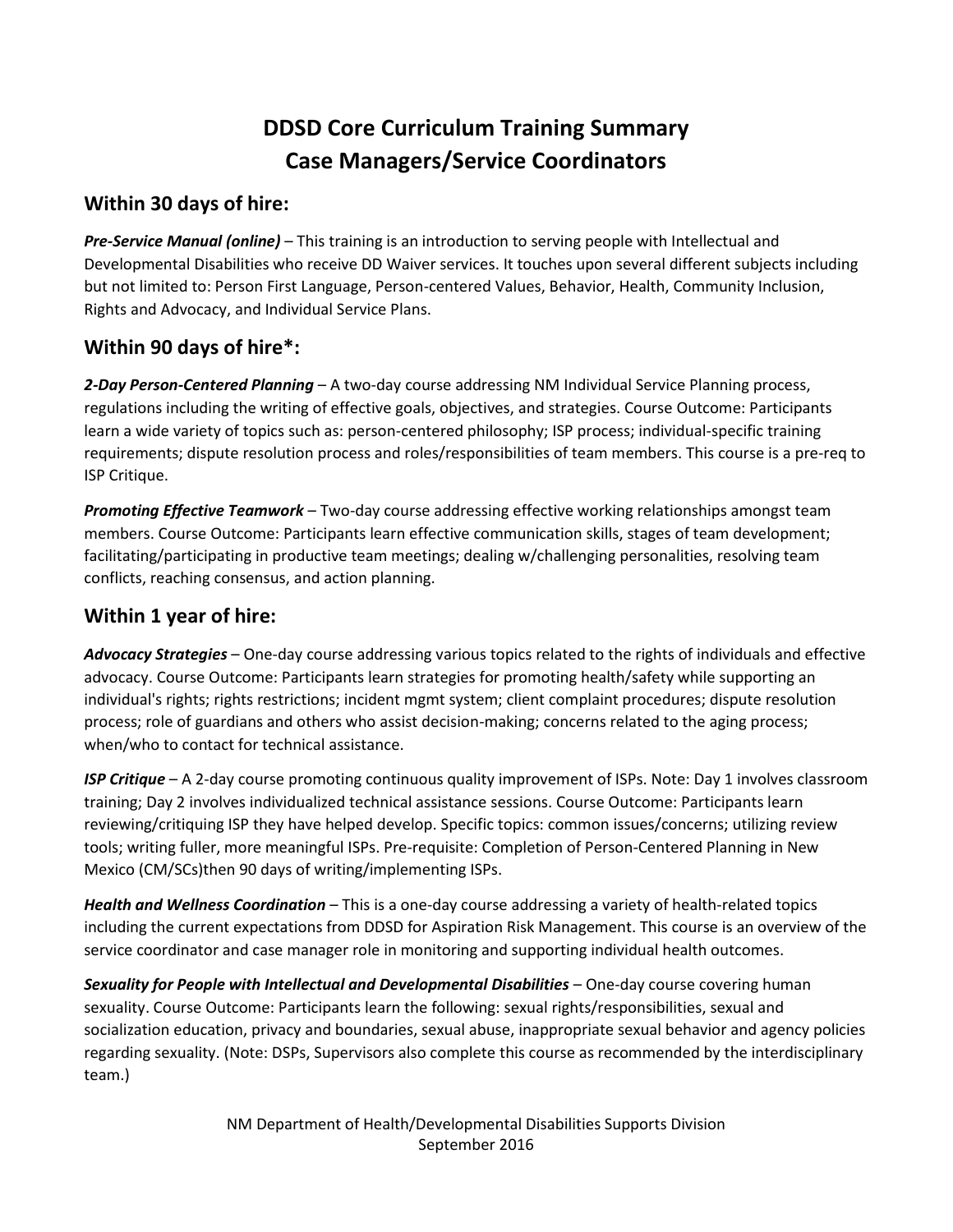# DDSD Core Curriculum Training Summary
# Case Managers/Service Coordinators

## Within 30 days of hire:

***Pre-Service Manual (online)*** – This training is an introduction to serving people with Intellectual and Developmental Disabilities who receive DD Waiver services. It touches upon several different subjects including but not limited to: Person First Language, Person-centered Values, Behavior, Health, Community Inclusion, Rights and Advocacy, and Individual Service Plans.

## Within 90 days of hire*:

***2-Day Person-Centered Planning*** – A two-day course addressing NM Individual Service Planning process, regulations including the writing of effective goals, objectives, and strategies. Course Outcome: Participants learn a wide variety of topics such as: person-centered philosophy; ISP process; individual-specific training requirements; dispute resolution process and roles/responsibilities of team members. This course is a pre-req to ISP Critique.

***Promoting Effective Teamwork*** – Two-day course addressing effective working relationships amongst team members. Course Outcome: Participants learn effective communication skills, stages of team development; facilitating/participating in productive team meetings; dealing w/challenging personalities, resolving team conflicts, reaching consensus, and action planning.

## Within 1 year of hire:

***Advocacy Strategies*** – One-day course addressing various topics related to the rights of individuals and effective advocacy. Course Outcome: Participants learn strategies for promoting health/safety while supporting an individual's rights; rights restrictions; incident mgmt system; client complaint procedures; dispute resolution process; role of guardians and others who assist decision-making; concerns related to the aging process; when/who to contact for technical assistance.

***ISP Critique*** – A 2-day course promoting continuous quality improvement of ISPs. Note: Day 1 involves classroom training; Day 2 involves individualized technical assistance sessions. Course Outcome: Participants learn reviewing/critiquing ISP they have helped develop. Specific topics: common issues/concerns; utilizing review tools; writing fuller, more meaningful ISPs. Pre-requisite: Completion of Person-Centered Planning in New Mexico (CM/SCs)then 90 days of writing/implementing ISPs.

***Health and Wellness Coordination*** – This is a one-day course addressing a variety of health-related topics including the current expectations from DDSD for Aspiration Risk Management. This course is an overview of the service coordinator and case manager role in monitoring and supporting individual health outcomes.

***Sexuality for People with Intellectual and Developmental Disabilities*** – One-day course covering human sexuality. Course Outcome: Participants learn the following: sexual rights/responsibilities, sexual and socialization education, privacy and boundaries, sexual abuse, inappropriate sexual behavior and agency policies regarding sexuality. (Note: DSPs, Supervisors also complete this course as recommended by the interdisciplinary team.)

NM Department of Health/Developmental Disabilities Supports Division
September 2016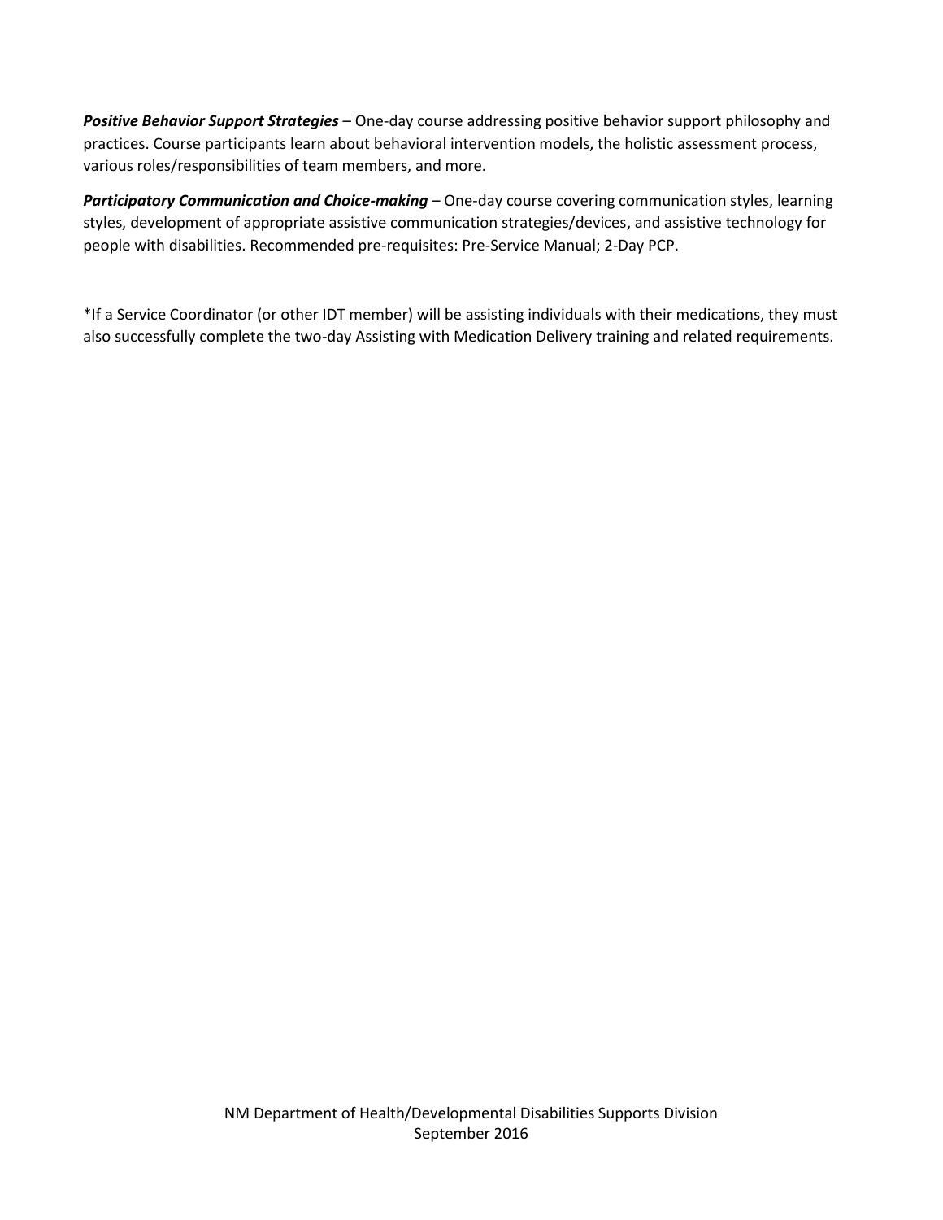***Positive Behavior Support Strategies*** – One-day course addressing positive behavior support philosophy and practices. Course participants learn about behavioral intervention models, the holistic assessment process, various roles/responsibilities of team members, and more.

***Participatory Communication and Choice-making*** – One-day course covering communication styles, learning styles, development of appropriate assistive communication strategies/devices, and assistive technology for people with disabilities. Recommended pre-requisites: Pre-Service Manual; 2-Day PCP.

*If a Service Coordinator (or other IDT member) will be assisting individuals with their medications, they must also successfully complete the two-day Assisting with Medication Delivery training and related requirements.